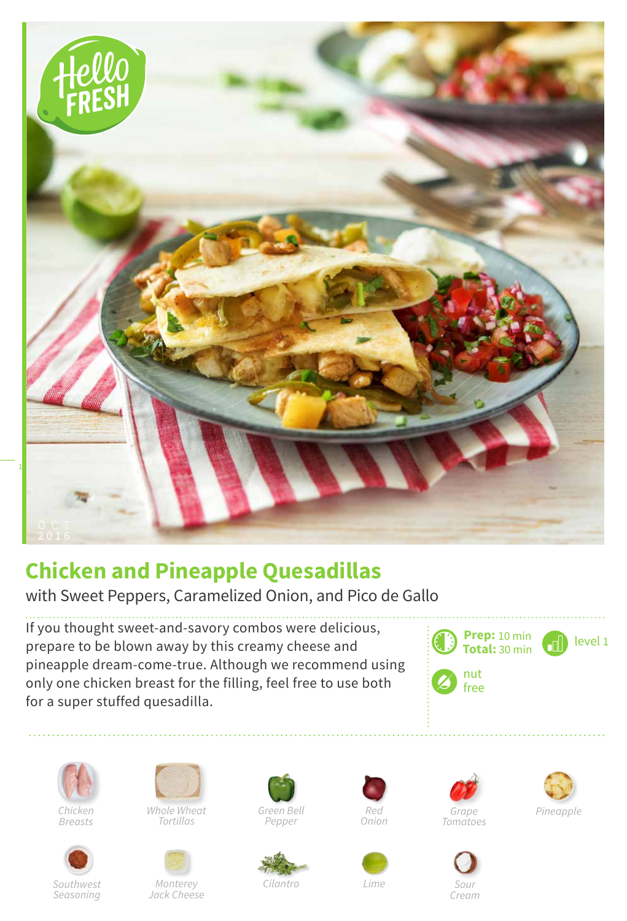# Chicken and Pineapple Quesadillas

with Sweet Peppers, Caramelized Onion, and Pico de Gallo

If you thought sweet-and-savory combos were delicious, prepare to be blown away by this creamy cheese and pineapple dream-come-true. Although we recommend using only one chicken breast for the filling, feel free to use both for a super stuffed quesadilla.

**Prep:** 10 min
**Total:** 30 min

level 1

nut free

- Chicken Breasts
- Whole Wheat Tortillas
- Green Bell Pepper
- Red Onion
- Grape Tomatoes
- Pineapple
- Southwest Seasoning
- Monterey Jack Cheese
- Cilantro
- Lime
- Sour Cream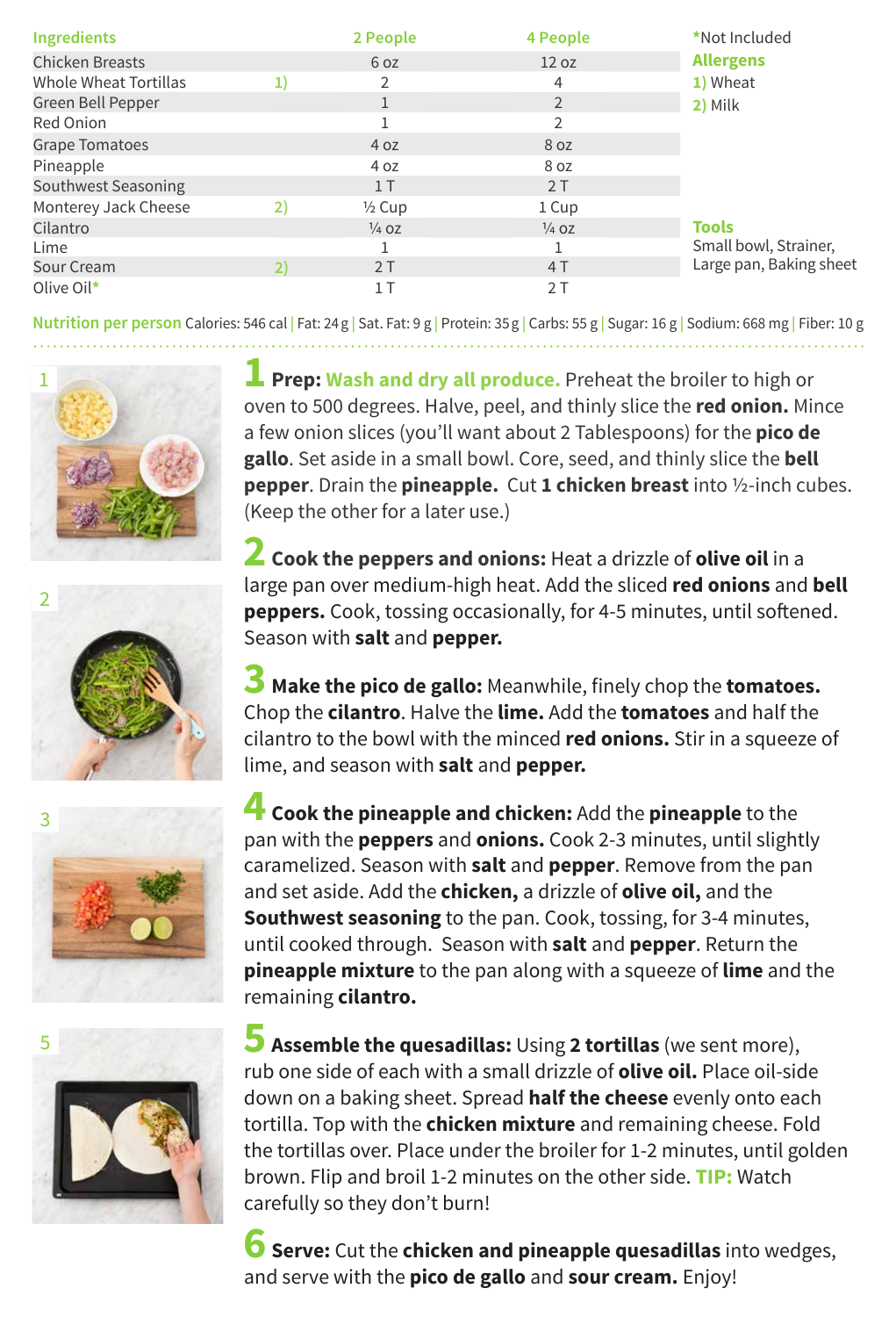| Ingredients | | 2 People | 4 People |
|---|---|---|---|
| Chicken Breasts | | 6 oz | 12 oz |
| Whole Wheat Tortillas | 1) | 2 | 4 |
| Green Bell Pepper | | 1 | 2 |
| Red Onion | | 1 | 2 |
| Grape Tomatoes | | 4 oz | 8 oz |
| Pineapple | | 4 oz | 8 oz |
| Southwest Seasoning | | 1 T | 2 T |
| Monterey Jack Cheese | 2) | ½ Cup | 1 Cup |
| Cilantro | | ¼ oz | ¼ oz |
| Lime | | 1 | 1 |
| Sour Cream | 2) | 2 T | 4 T |
| Olive Oil* | | 1 T | 2 T |

*Not Included

**Allergens**
1) Wheat
2) Milk

**Tools**
Small bowl, Strainer, Large pan, Baking sheet

**Nutrition per person** Calories: 546 cal | Fat: 24 g | Sat. Fat: 9 g | Protein: 35 g | Carbs: 55 g | Sugar: 16 g | Sodium: 668 mg | Fiber: 10 g

**1 Prep:** **Wash and dry all produce.** Preheat the broiler to high or oven to 500 degrees. Halve, peel, and thinly slice the **red onion.** Mince a few onion slices (you'll want about 2 Tablespoons) for the **pico de gallo**. Set aside in a small bowl. Core, seed, and thinly slice the **bell pepper**. Drain the **pineapple.** Cut **1 chicken breast** into ½-inch cubes. (Keep the other for a later use.)

**2 Cook the peppers and onions:** Heat a drizzle of **olive oil** in a large pan over medium-high heat. Add the sliced **red onions** and **bell peppers.** Cook, tossing occasionally, for 4-5 minutes, until softened. Season with **salt** and **pepper.**

**3 Make the pico de gallo:** Meanwhile, finely chop the **tomatoes.** Chop the **cilantro**. Halve the **lime.** Add the **tomatoes** and half the cilantro to the bowl with the minced **red onions.** Stir in a squeeze of lime, and season with **salt** and **pepper.**

**4 Cook the pineapple and chicken:** Add the **pineapple** to the pan with the **peppers** and **onions.** Cook 2-3 minutes, until slightly caramelized. Season with **salt** and **pepper**. Remove from the pan and set aside. Add the **chicken,** a drizzle of **olive oil,** and the **Southwest seasoning** to the pan. Cook, tossing, for 3-4 minutes, until cooked through. Season with **salt** and **pepper**. Return the **pineapple mixture** to the pan along with a squeeze of **lime** and the remaining **cilantro.**

**5 Assemble the quesadillas:** Using **2 tortillas** (we sent more), rub one side of each with a small drizzle of **olive oil.** Place oil-side down on a baking sheet. Spread **half the cheese** evenly onto each tortilla. Top with the **chicken mixture** and remaining cheese. Fold the tortillas over. Place under the broiler for 1-2 minutes, until golden brown. Flip and broil 1-2 minutes on the other side. **TIP:** Watch carefully so they don't burn!

**6 Serve:** Cut the **chicken and pineapple quesadillas** into wedges, and serve with the **pico de gallo** and **sour cream.** Enjoy!